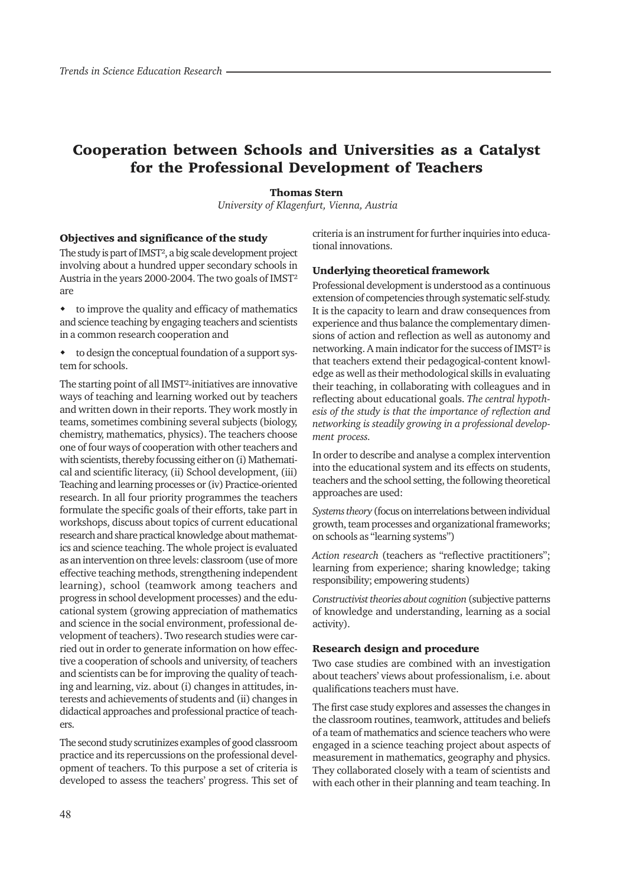# Cooperation between Schools and Universities as a Catalyst for the Professional Development of Teachers

**Thomas Stern**

*University of Klagenfurt, Vienna, Austria*

## Objectives and significance of the study

The study is part of IMST², a big scale development project involving about a hundred upper secondary schools in Austria in the years 2000-2004. The two goals of IMST² are

- to improve the quality and efficacy of mathematics and science teaching by engaging teachers and scientists in a common research cooperation and
- to design the conceptual foundation of a support system for schools.

The starting point of all IMST²-initiatives are innovative ways of teaching and learning worked out by teachers and written down in their reports. They work mostly in teams, sometimes combining several subjects (biology, chemistry, mathematics, physics). The teachers choose one of four ways of cooperation with other teachers and with scientists, thereby focussing either on (i) Mathematical and scientific literacy, (ii) School development, (iii) Teaching and learning processes or (iv) Practice-oriented research. In all four priority programmes the teachers formulate the specific goals of their efforts, take part in workshops, discuss about topics of current educational research and share practical knowledge about mathematics and science teaching. The whole project is evaluated as an intervention on three levels: classroom (use of more effective teaching methods, strengthening independent learning), school (teamwork among teachers and progress in school development processes) and the educational system (growing appreciation of mathematics and science in the social environment, professional development of teachers). Two research studies were carried out in order to generate information on how effective a cooperation of schools and university, of teachers and scientists can be for improving the quality of teaching and learning, viz. about (i) changes in attitudes, interests and achievements of students and (ii) changes in didactical approaches and professional practice of teachers.

The second study scrutinizes examples of good classroom practice and its repercussions on the professional development of teachers. To this purpose a set of criteria is developed to assess the teachers' progress. This set of criteria is an instrument for further inquiries into educational innovations.

## Underlying theoretical framework

Professional development is understood as a continuous extension of competencies through systematic self-study. It is the capacity to learn and draw consequences from experience and thus balance the complementary dimensions of action and reflection as well as autonomy and networking. A main indicator for the success of IMST² is that teachers extend their pedagogical-content knowledge as well as their methodological skills in evaluating their teaching, in collaborating with colleagues and in reflecting about educational goals. *The central hypothesis of the study is that the importance of reflection and networking is steadily growing in a professional development process.*

In order to describe and analyse a complex intervention into the educational system and its effects on students, teachers and the school setting, the following theoretical approaches are used:

*Systems theory* (focus on interrelations between individual growth, team processes and organizational frameworks; on schools as "learning systems")

*Action research* (teachers as "reflective practitioners"; learning from experience; sharing knowledge; taking responsibility; empowering students)

*Constructivist theories about cognition* (subjective patterns of knowledge and understanding, learning as a social activity).

## Research design and procedure

Two case studies are combined with an investigation about teachers' views about professionalism, i.e. about qualifications teachers must have.

The first case study explores and assesses the changes in the classroom routines, teamwork, attitudes and beliefs of a team of mathematics and science teachers who were engaged in a science teaching project about aspects of measurement in mathematics, geography and physics. They collaborated closely with a team of scientists and with each other in their planning and team teaching. In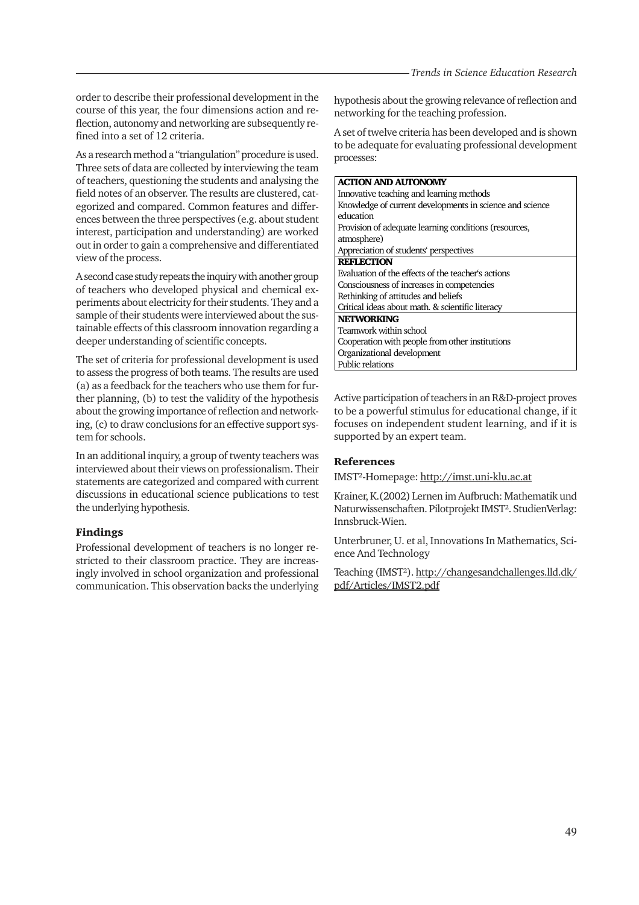order to describe their professional development in the course of this year, the four dimensions action and reflection, autonomy and networking are subsequently refined into a set of 12 criteria.

As a research method a "triangulation" procedure is used. Three sets of data are collected by interviewing the team of teachers, questioning the students and analysing the field notes of an observer. The results are clustered, categorized and compared. Common features and differences between the three perspectives (e.g. about student interest, participation and understanding) are worked out in order to gain a comprehensive and differentiated view of the process.

A second case study repeats the inquiry with another group of teachers who developed physical and chemical experiments about electricity for their students. They and a sample of their students were interviewed about the sustainable effects of this classroom innovation regarding a deeper understanding of scientific concepts.

The set of criteria for professional development is used to assess the progress of both teams. The results are used (a) as a feedback for the teachers who use them for further planning, (b) to test the validity of the hypothesis about the growing importance of reflection and networking, (c) to draw conclusions for an effective support system for schools.

In an additional inquiry, a group of twenty teachers was interviewed about their views on professionalism. Their statements are categorized and compared with current discussions in educational science publications to test the underlying hypothesis.

## Findings

Professional development of teachers is no longer restricted to their classroom practice. They are increasingly involved in school organization and professional communication. This observation backs the underlying hypothesis about the growing relevance of reflection and networking for the teaching profession.

A set of twelve criteria has been developed and is shown to be adequate for evaluating professional development processes:

| |
|---|
| **ACTION AND AUTONOMY** |
| Innovative teaching and learning methods |
| Knowledge of current developments in science and science education |
| Provision of adequate learning conditions (resources, atmosphere) |
| Appreciation of students' perspectives |
| **REFLECTION** |
| Evaluation of the effects of the teacher's actions |
| Consciousness of increases in competencies |
| Rethinking of attitudes and beliefs |
| Critical ideas about math. & scientific literacy |
| **NETWORKING** |
| Teamwork within school |
| Cooperation with people from other institutions |
| Organizational development |
| Public relations |

Active participation of teachers in an R&D-project proves to be a powerful stimulus for educational change, if it focuses on independent student learning, and if it is supported by an expert team.

## References

IMST²-Homepage: http://imst.uni-klu.ac.at

Krainer, K. (2002) Lernen im Aufbruch: Mathematik und Naturwissenschaften. Pilotprojekt IMST². StudienVerlag: Innsbruck-Wien.

Unterbruner, U. et al, Innovations In Mathematics, Science And Technology

Teaching (IMST²). http://changesandchallenges.lld.dk/pdf/Articles/IMST2.pdf